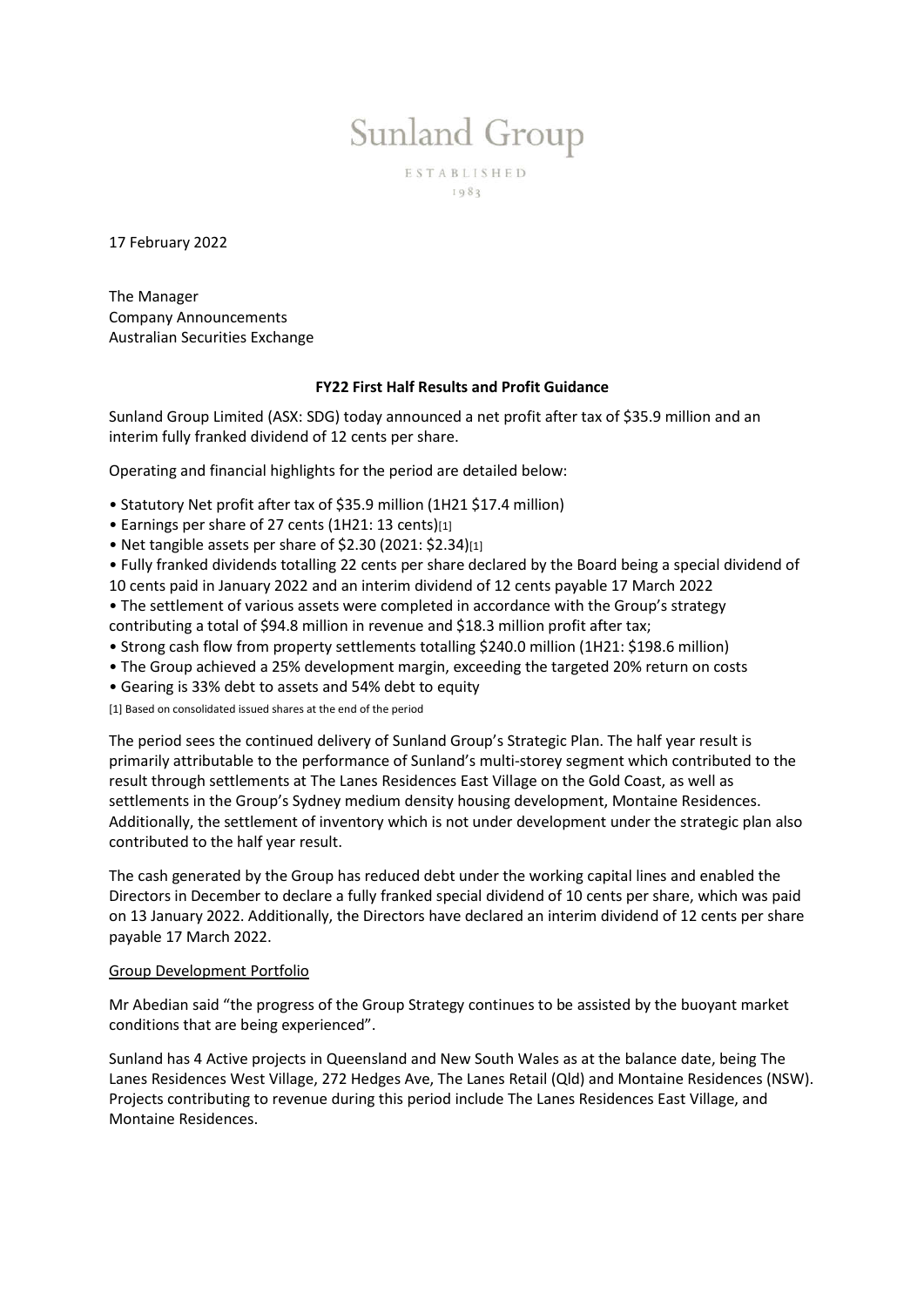# Sunland Group

ESTABLISHED
1983

17 February 2022

The Manager
Company Announcements
Australian Securities Exchange

**FY22 First Half Results and Profit Guidance**

Sunland Group Limited (ASX: SDG) today announced a net profit after tax of $35.9 million and an interim fully franked dividend of 12 cents per share.

Operating and financial highlights for the period are detailed below:

- Statutory Net profit after tax of $35.9 million (1H21 $17.4 million)
- Earnings per share of 27 cents (1H21: 13 cents)[1]
- Net tangible assets per share of $2.30 (2021: $2.34)[1]
- Fully franked dividends totalling 22 cents per share declared by the Board being a special dividend of 10 cents paid in January 2022 and an interim dividend of 12 cents payable 17 March 2022
- The settlement of various assets were completed in accordance with the Group's strategy contributing a total of $94.8 million in revenue and $18.3 million profit after tax;
- Strong cash flow from property settlements totalling $240.0 million (1H21: $198.6 million)
- The Group achieved a 25% development margin, exceeding the targeted 20% return on costs
- Gearing is 33% debt to assets and 54% debt to equity

[1] Based on consolidated issued shares at the end of the period

The period sees the continued delivery of Sunland Group's Strategic Plan. The half year result is primarily attributable to the performance of Sunland's multi-storey segment which contributed to the result through settlements at The Lanes Residences East Village on the Gold Coast, as well as settlements in the Group's Sydney medium density housing development, Montaine Residences. Additionally, the settlement of inventory which is not under development under the strategic plan also contributed to the half year result.

The cash generated by the Group has reduced debt under the working capital lines and enabled the Directors in December to declare a fully franked special dividend of 10 cents per share, which was paid on 13 January 2022. Additionally, the Directors have declared an interim dividend of 12 cents per share payable 17 March 2022.

## Group Development Portfolio

Mr Abedian said "the progress of the Group Strategy continues to be assisted by the buoyant market conditions that are being experienced".

Sunland has 4 Active projects in Queensland and New South Wales as at the balance date, being The Lanes Residences West Village, 272 Hedges Ave, The Lanes Retail (Qld) and Montaine Residences (NSW). Projects contributing to revenue during this period include The Lanes Residences East Village, and Montaine Residences.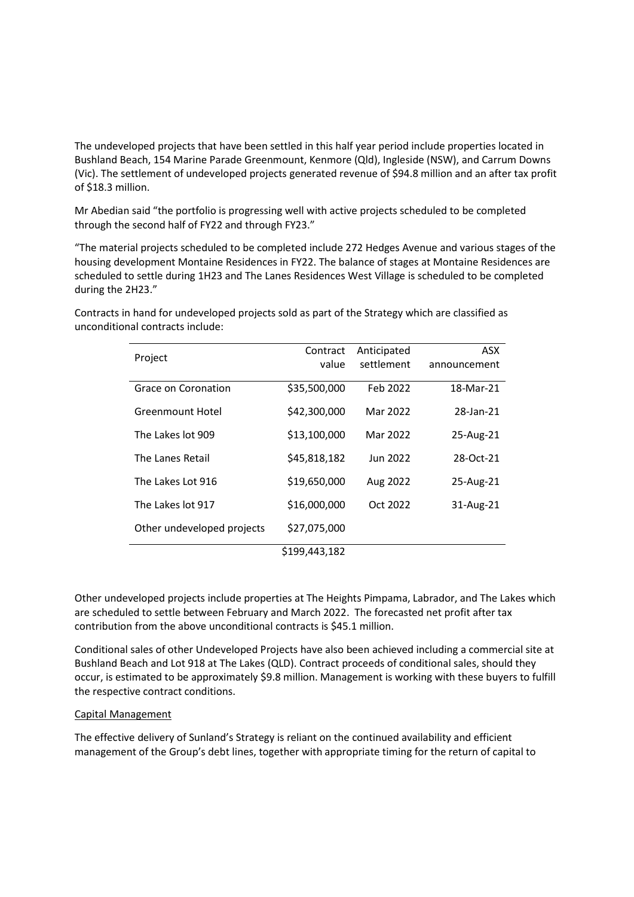The undeveloped projects that have been settled in this half year period include properties located in Bushland Beach, 154 Marine Parade Greenmount, Kenmore (Qld), Ingleside (NSW), and Carrum Downs (Vic). The settlement of undeveloped projects generated revenue of $94.8 million and an after tax profit of $18.3 million.

Mr Abedian said "the portfolio is progressing well with active projects scheduled to be completed through the second half of FY22 and through FY23."

"The material projects scheduled to be completed include 272 Hedges Avenue and various stages of the housing development Montaine Residences in FY22. The balance of stages at Montaine Residences are scheduled to settle during 1H23 and The Lanes Residences West Village is scheduled to be completed during the 2H23."

Contracts in hand for undeveloped projects sold as part of the Strategy which are classified as unconditional contracts include:

| Project | Contract value | Anticipated settlement | ASX announcement |
|---|---|---|---|
| Grace on Coronation | $35,500,000 | Feb 2022 | 18-Mar-21 |
| Greenmount Hotel | $42,300,000 | Mar 2022 | 28-Jan-21 |
| The Lakes lot 909 | $13,100,000 | Mar 2022 | 25-Aug-21 |
| The Lanes Retail | $45,818,182 | Jun 2022 | 28-Oct-21 |
| The Lakes Lot 916 | $19,650,000 | Aug 2022 | 25-Aug-21 |
| The Lakes lot 917 | $16,000,000 | Oct 2022 | 31-Aug-21 |
| Other undeveloped projects | $27,075,000 | | |
| | $199,443,182 | | |

Other undeveloped projects include properties at The Heights Pimpama, Labrador, and The Lakes which are scheduled to settle between February and March 2022. The forecasted net profit after tax contribution from the above unconditional contracts is $45.1 million.

Conditional sales of other Undeveloped Projects have also been achieved including a commercial site at Bushland Beach and Lot 918 at The Lakes (QLD). Contract proceeds of conditional sales, should they occur, is estimated to be approximately $9.8 million. Management is working with these buyers to fulfill the respective contract conditions.

Capital Management

The effective delivery of Sunland's Strategy is reliant on the continued availability and efficient management of the Group's debt lines, together with appropriate timing for the return of capital to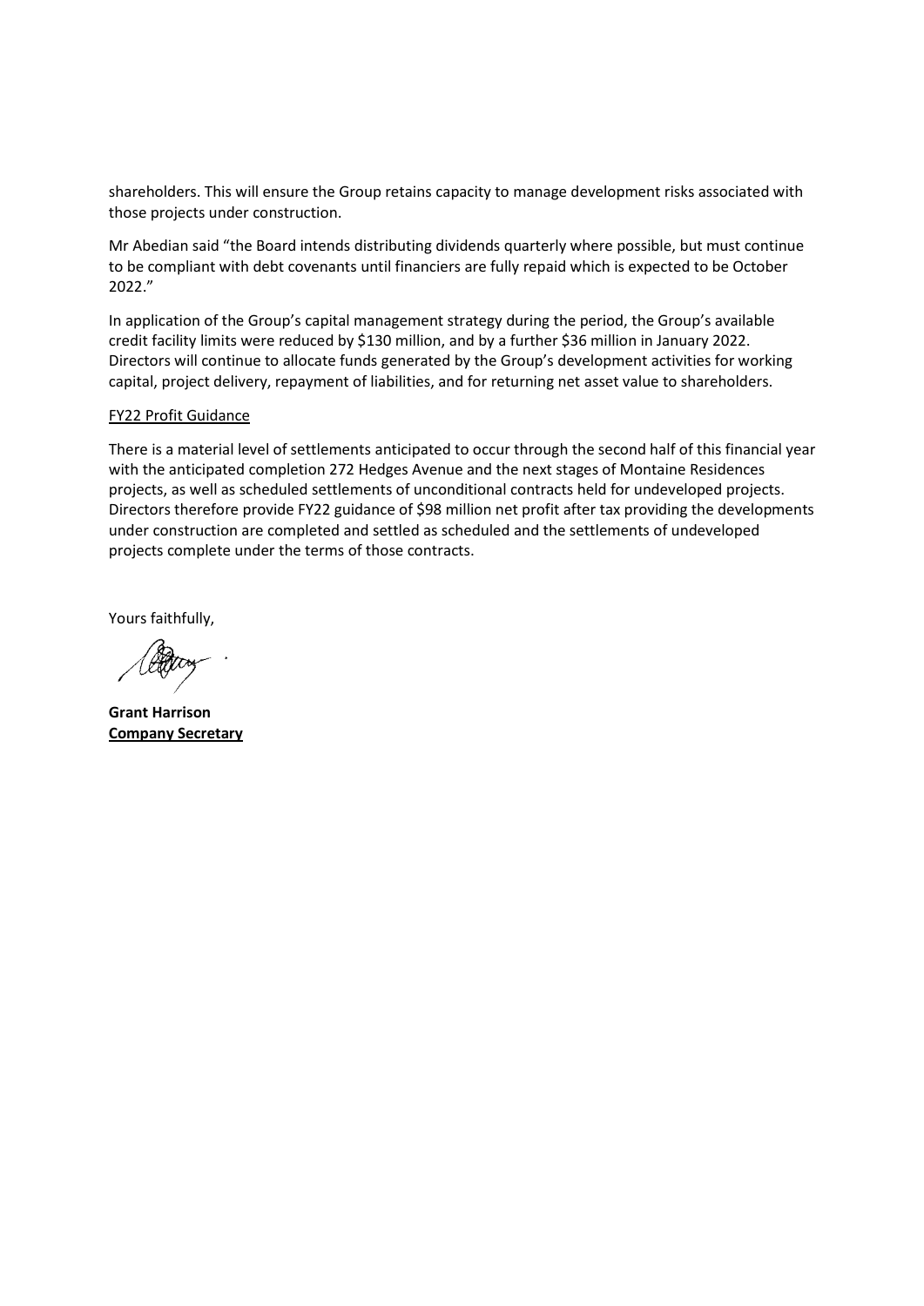shareholders. This will ensure the Group retains capacity to manage development risks associated with those projects under construction.

Mr Abedian said "the Board intends distributing dividends quarterly where possible, but must continue to be compliant with debt covenants until financiers are fully repaid which is expected to be October 2022."

In application of the Group's capital management strategy during the period, the Group's available credit facility limits were reduced by $130 million, and by a further $36 million in January 2022. Directors will continue to allocate funds generated by the Group's development activities for working capital, project delivery, repayment of liabilities, and for returning net asset value to shareholders.

FY22 Profit Guidance

There is a material level of settlements anticipated to occur through the second half of this financial year with the anticipated completion 272 Hedges Avenue and the next stages of Montaine Residences projects, as well as scheduled settlements of unconditional contracts held for undeveloped projects. Directors therefore provide FY22 guidance of $98 million net profit after tax providing the developments under construction are completed and settled as scheduled and the settlements of undeveloped projects complete under the terms of those contracts.

Yours faithfully,

**Grant Harrison**
**Company Secretary**